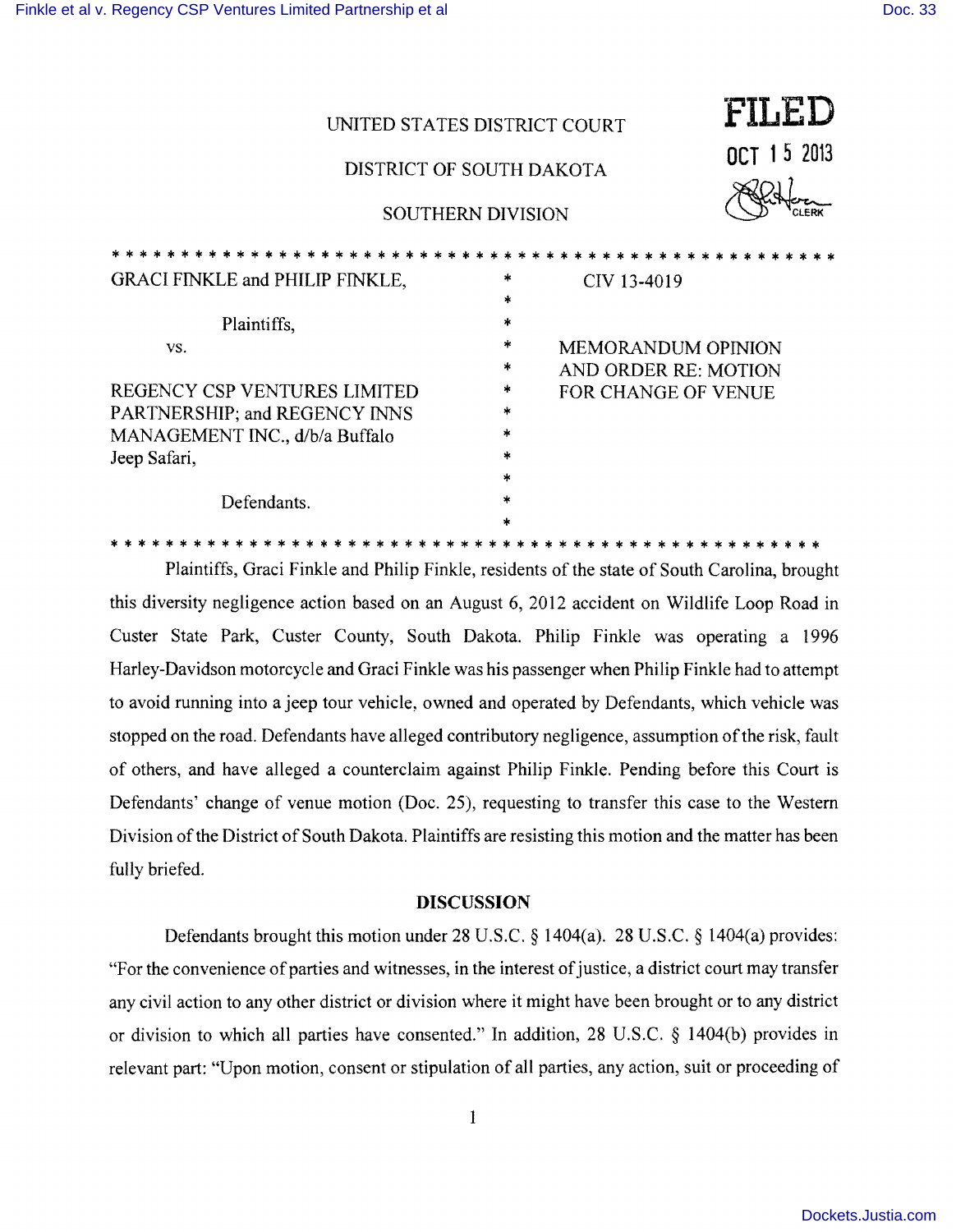UNITED STATES DISTRICT COURT

DISTRICT OF SOUTH DAKOTA

SOUTHERN DIVISION

**FILED**
OCT 15 2013
CLERK

| | | |
|---|---|---|
| GRACI FINKLE and PHILIP FINKLE, Plaintiffs, vs. | * | CIV 13-4019 |
| REGENCY CSP VENTURES LIMITED PARTNERSHIP; and REGENCY INNS MANAGEMENT INC., d/b/a Buffalo Jeep Safari, Defendants. | * | MEMORANDUM OPINION AND ORDER RE: MOTION FOR CHANGE OF VENUE |

Plaintiffs, Graci Finkle and Philip Finkle, residents of the state of South Carolina, brought this diversity negligence action based on an August 6, 2012 accident on Wildlife Loop Road in Custer State Park, Custer County, South Dakota. Philip Finkle was operating a 1996 Harley-Davidson motorcycle and Graci Finkle was his passenger when Philip Finkle had to attempt to avoid running into a jeep tour vehicle, owned and operated by Defendants, which vehicle was stopped on the road. Defendants have alleged contributory negligence, assumption of the risk, fault of others, and have alleged a counterclaim against Philip Finkle. Pending before this Court is Defendants' change of venue motion (Doc. 25), requesting to transfer this case to the Western Division of the District of South Dakota. Plaintiffs are resisting this motion and the matter has been fully briefed.

## DISCUSSION

Defendants brought this motion under 28 U.S.C. § 1404(a). 28 U.S.C. § 1404(a) provides: "For the convenience of parties and witnesses, in the interest of justice, a district court may transfer any civil action to any other district or division where it might have been brought or to any district or division to which all parties have consented." In addition, 28 U.S.C. § 1404(b) provides in relevant part: "Upon motion, consent or stipulation of all parties, any action, suit or proceeding of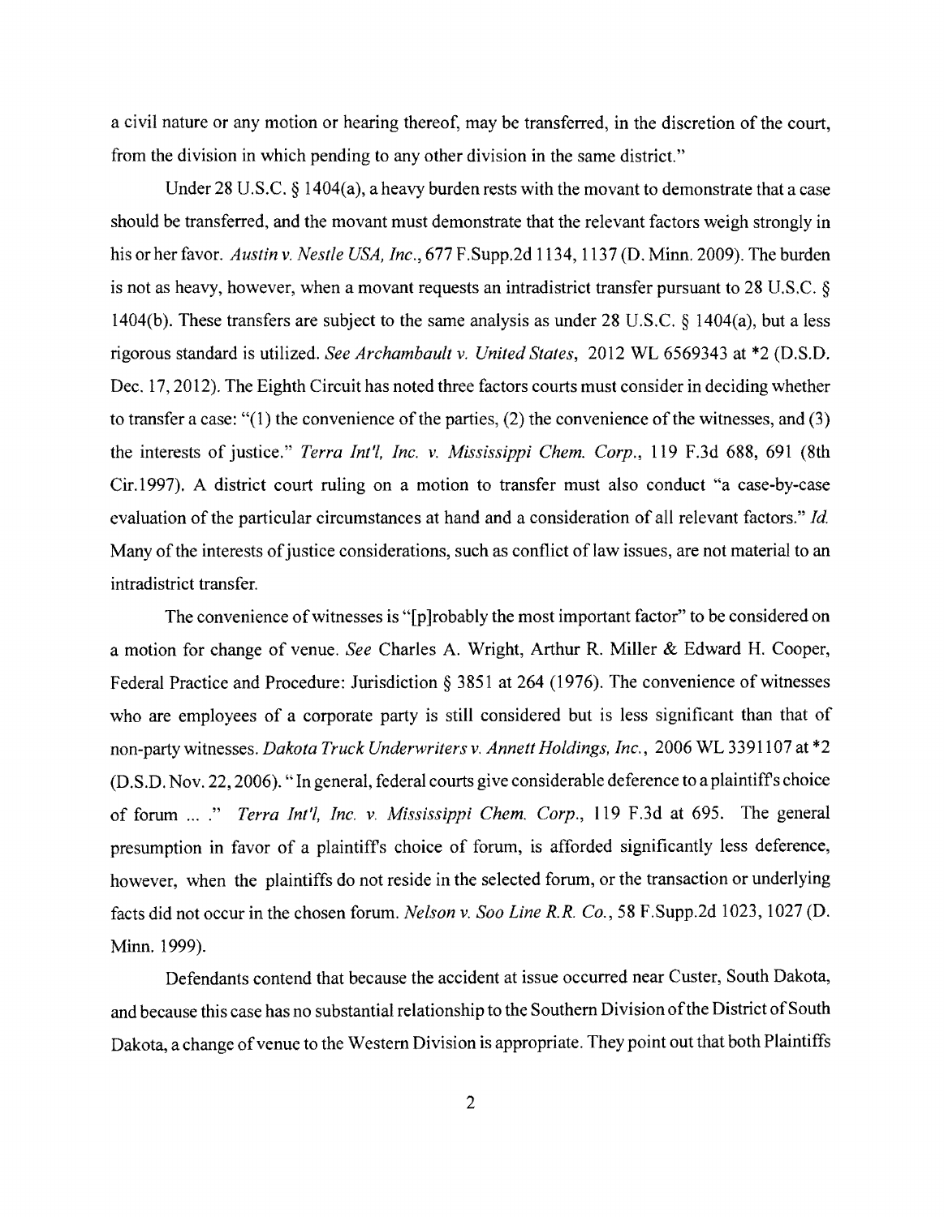a civil nature or any motion or hearing thereof, may be transferred, in the discretion of the court, from the division in which pending to any other division in the same district."

Under 28 U.S.C. § 1404(a), a heavy burden rests with the movant to demonstrate that a case should be transferred, and the movant must demonstrate that the relevant factors weigh strongly in his or her favor. *Austin v. Nestle USA, Inc.*, 677 F.Supp.2d 1134, 1137 (D. Minn. 2009). The burden is not as heavy, however, when a movant requests an intradistrict transfer pursuant to 28 U.S.C. § 1404(b). These transfers are subject to the same analysis as under 28 U.S.C. § 1404(a), but a less rigorous standard is utilized. *See Archambault v. United States*, 2012 WL 6569343 at *2 (D.S.D. Dec. 17, 2012). The Eighth Circuit has noted three factors courts must consider in deciding whether to transfer a case: "(1) the convenience of the parties, (2) the convenience of the witnesses, and (3) the interests of justice." *Terra Int'l, Inc. v. Mississippi Chem. Corp.*, 119 F.3d 688, 691 (8th Cir.1997). A district court ruling on a motion to transfer must also conduct "a case-by-case evaluation of the particular circumstances at hand and a consideration of all relevant factors." *Id.* Many of the interests of justice considerations, such as conflict of law issues, are not material to an intradistrict transfer.

The convenience of witnesses is "[p]robably the most important factor" to be considered on a motion for change of venue. *See* Charles A. Wright, Arthur R. Miller & Edward H. Cooper, Federal Practice and Procedure: Jurisdiction § 3851 at 264 (1976). The convenience of witnesses who are employees of a corporate party is still considered but is less significant than that of non-party witnesses. *Dakota Truck Underwriters v. Annett Holdings, Inc.*, 2006 WL 3391107 at *2 (D.S.D. Nov. 22, 2006). " In general, federal courts give considerable deference to a plaintiff's choice of forum ... ." *Terra Int'l, Inc. v. Mississippi Chem. Corp.*, 119 F.3d at 695. The general presumption in favor of a plaintiff's choice of forum, is afforded significantly less deference, however, when the plaintiffs do not reside in the selected forum, or the transaction or underlying facts did not occur in the chosen forum. *Nelson v. Soo Line R.R. Co.*, 58 F.Supp.2d 1023, 1027 (D. Minn. 1999).

Defendants contend that because the accident at issue occurred near Custer, South Dakota, and because this case has no substantial relationship to the Southern Division of the District of South Dakota, a change of venue to the Western Division is appropriate. They point out that both Plaintiffs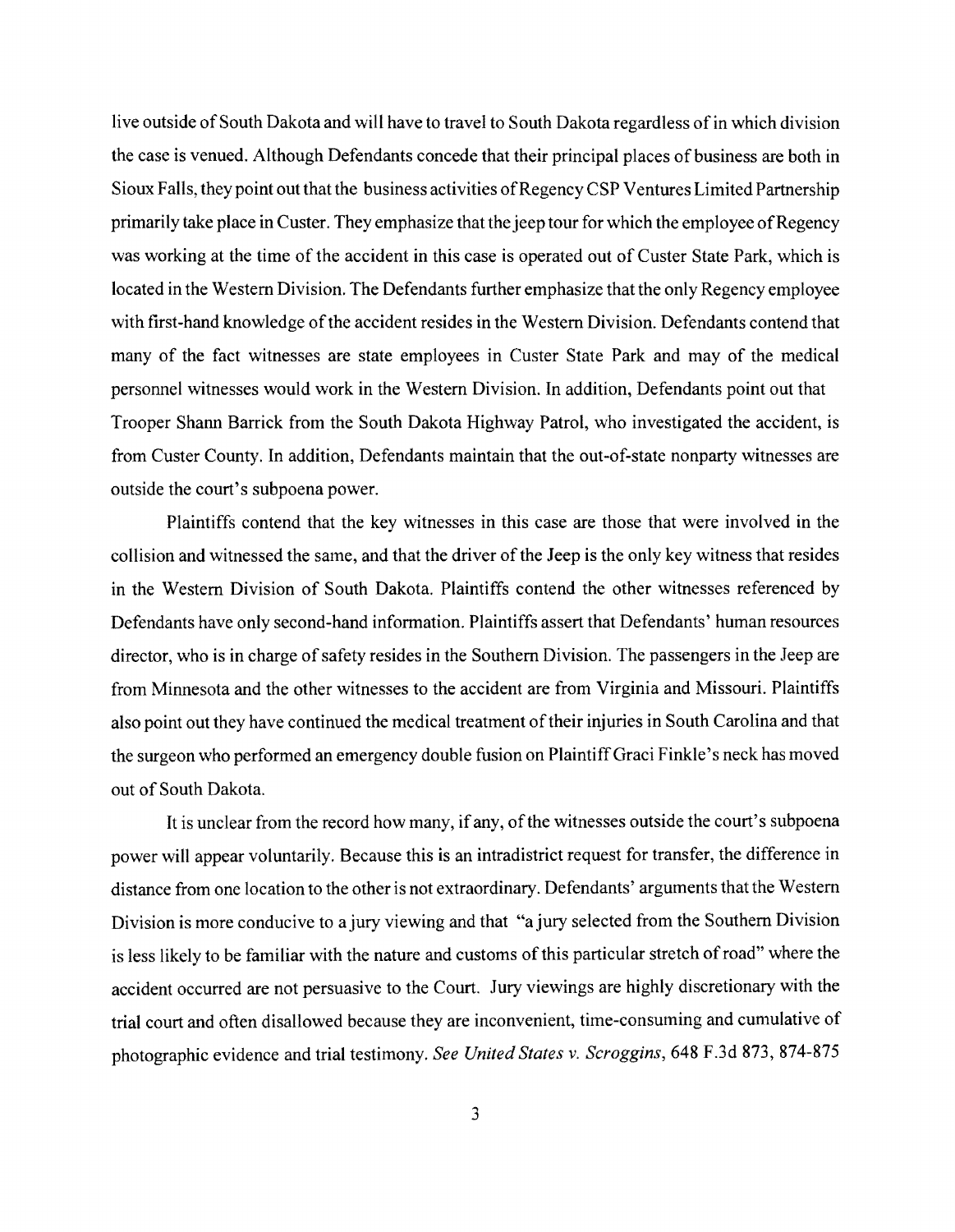live outside of South Dakota and will have to travel to South Dakota regardless of in which division the case is venued. Although Defendants concede that their principal places of business are both in Sioux Falls, they point out that the business activities of Regency CSP Ventures Limited Partnership primarily take place in Custer. They emphasize that the jeep tour for which the employee of Regency was working at the time of the accident in this case is operated out of Custer State Park, which is located in the Western Division. The Defendants further emphasize that the only Regency employee with first-hand knowledge of the accident resides in the Western Division. Defendants contend that many of the fact witnesses are state employees in Custer State Park and may of the medical personnel witnesses would work in the Western Division. In addition, Defendants point out that Trooper Shann Barrick from the South Dakota Highway Patrol, who investigated the accident, is from Custer County. In addition, Defendants maintain that the out-of-state nonparty witnesses are outside the court's subpoena power.

Plaintiffs contend that the key witnesses in this case are those that were involved in the collision and witnessed the same, and that the driver of the Jeep is the only key witness that resides in the Western Division of South Dakota. Plaintiffs contend the other witnesses referenced by Defendants have only second-hand information. Plaintiffs assert that Defendants' human resources director, who is in charge of safety resides in the Southern Division. The passengers in the Jeep are from Minnesota and the other witnesses to the accident are from Virginia and Missouri. Plaintiffs also point out they have continued the medical treatment of their injuries in South Carolina and that the surgeon who performed an emergency double fusion on Plaintiff Graci Finkle's neck has moved out of South Dakota.

It is unclear from the record how many, if any, of the witnesses outside the court's subpoena power will appear voluntarily. Because this is an intradistrict request for transfer, the difference in distance from one location to the other is not extraordinary. Defendants' arguments that the Western Division is more conducive to a jury viewing and that "a jury selected from the Southern Division is less likely to be familiar with the nature and customs of this particular stretch of road" where the accident occurred are not persuasive to the Court. Jury viewings are highly discretionary with the trial court and often disallowed because they are inconvenient, time-consuming and cumulative of photographic evidence and trial testimony. *See United States v. Scroggins*, 648 F.3d 873, 874-875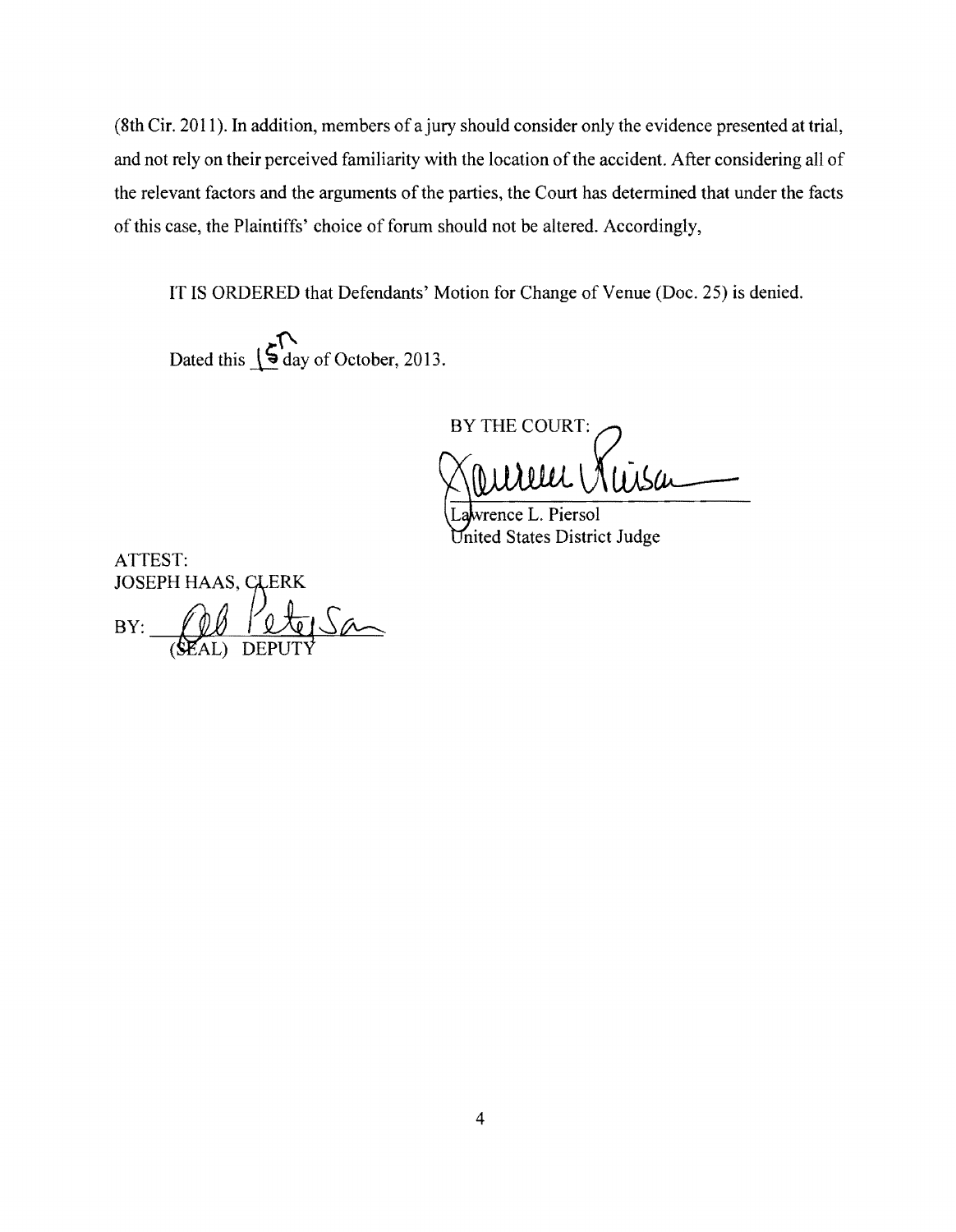(8th Cir. 2011). In addition, members of a jury should consider only the evidence presented at trial, and not rely on their perceived familiarity with the location of the accident. After considering all of the relevant factors and the arguments of the parties, the Court has determined that under the facts of this case, the Plaintiffs' choice of forum should not be altered. Accordingly,

IT IS ORDERED that Defendants' Motion for Change of Venue (Doc. 25) is denied.

Dated this 15th day of October, 2013.

BY THE COURT:

Lawrence L. Piersol
United States District Judge

ATTEST:
JOSEPH HAAS, CLERK

BY: (SEAL) DEPUTY